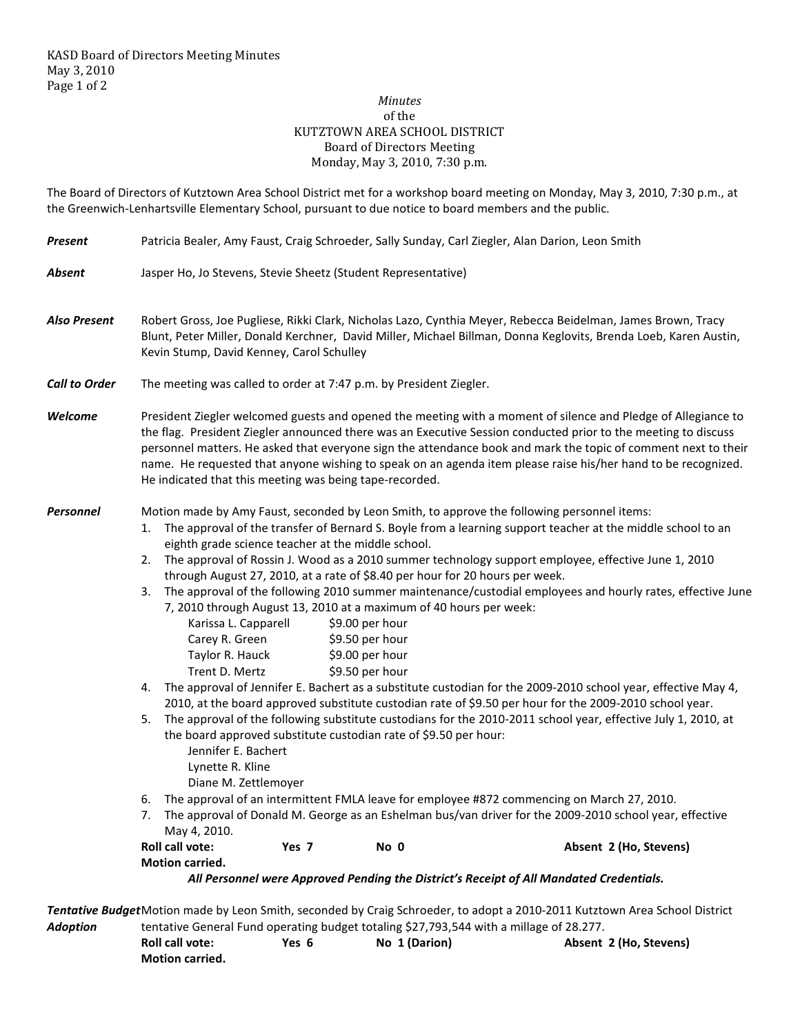# Minutes
of the
KUTZTOWN AREA SCHOOL DISTRICT
Board of Directors Meeting
Monday, May 3, 2010, 7:30 p.m.

The Board of Directors of Kutztown Area School District met for a workshop board meeting on Monday, May 3, 2010, 7:30 p.m., at the Greenwich-Lenhartsville Elementary School, pursuant to due notice to board members and the public.

***Present*** Patricia Bealer, Amy Faust, Craig Schroeder, Sally Sunday, Carl Ziegler, Alan Darion, Leon Smith

***Absent*** Jasper Ho, Jo Stevens, Stevie Sheetz (Student Representative)

***Also Present*** Robert Gross, Joe Pugliese, Rikki Clark, Nicholas Lazo, Cynthia Meyer, Rebecca Beidelman, James Brown, Tracy Blunt, Peter Miller, Donald Kerchner, David Miller, Michael Billman, Donna Keglovits, Brenda Loeb, Karen Austin, Kevin Stump, David Kenney, Carol Schulley

***Call to Order*** The meeting was called to order at 7:47 p.m. by President Ziegler.

***Welcome*** President Ziegler welcomed guests and opened the meeting with a moment of silence and Pledge of Allegiance to the flag. President Ziegler announced there was an Executive Session conducted prior to the meeting to discuss personnel matters. He asked that everyone sign the attendance book and mark the topic of comment next to their name. He requested that anyone wishing to speak on an agenda item please raise his/her hand to be recognized. He indicated that this meeting was being tape-recorded.

***Personnel*** Motion made by Amy Faust, seconded by Leon Smith, to approve the following personnel items:

1. The approval of the transfer of Bernard S. Boyle from a learning support teacher at the middle school to an eighth grade science teacher at the middle school.
2. The approval of Rossin J. Wood as a 2010 summer technology support employee, effective June 1, 2010 through August 27, 2010, at a rate of $8.40 per hour for 20 hours per week.
3. The approval of the following 2010 summer maintenance/custodial employees and hourly rates, effective June 7, 2010 through August 13, 2010 at a maximum of 40 hours per week:
   - Karissa L. Capparell — $9.00 per hour
   - Carey R. Green — $9.50 per hour
   - Taylor R. Hauck — $9.00 per hour
   - Trent D. Mertz — $9.50 per hour
4. The approval of Jennifer E. Bachert as a substitute custodian for the 2009-2010 school year, effective May 4, 2010, at the board approved substitute custodian rate of $9.50 per hour for the 2009-2010 school year.
5. The approval of the following substitute custodians for the 2010-2011 school year, effective July 1, 2010, at the board approved substitute custodian rate of $9.50 per hour:
   - Jennifer E. Bachert
   - Lynette R. Kline
   - Diane M. Zettlemoyer
6. The approval of an intermittent FMLA leave for employee #872 commencing on March 27, 2010.
7. The approval of Donald M. George as an Eshelman bus/van driver for the 2009-2010 school year, effective May 4, 2010.

**Roll call vote:** **Yes 7** **No 0** **Absent 2 (Ho, Stevens)**
**Motion carried.**

***All Personnel were Approved Pending the District's Receipt of All Mandated Credentials.***

***Tentative Budget Adoption*** Motion made by Leon Smith, seconded by Craig Schroeder, to adopt a 2010-2011 Kutztown Area School District tentative General Fund operating budget totaling $27,793,544 with a millage of 28.277.

**Roll call vote:** **Yes 6** **No 1 (Darion)** **Absent 2 (Ho, Stevens)**
**Motion carried.**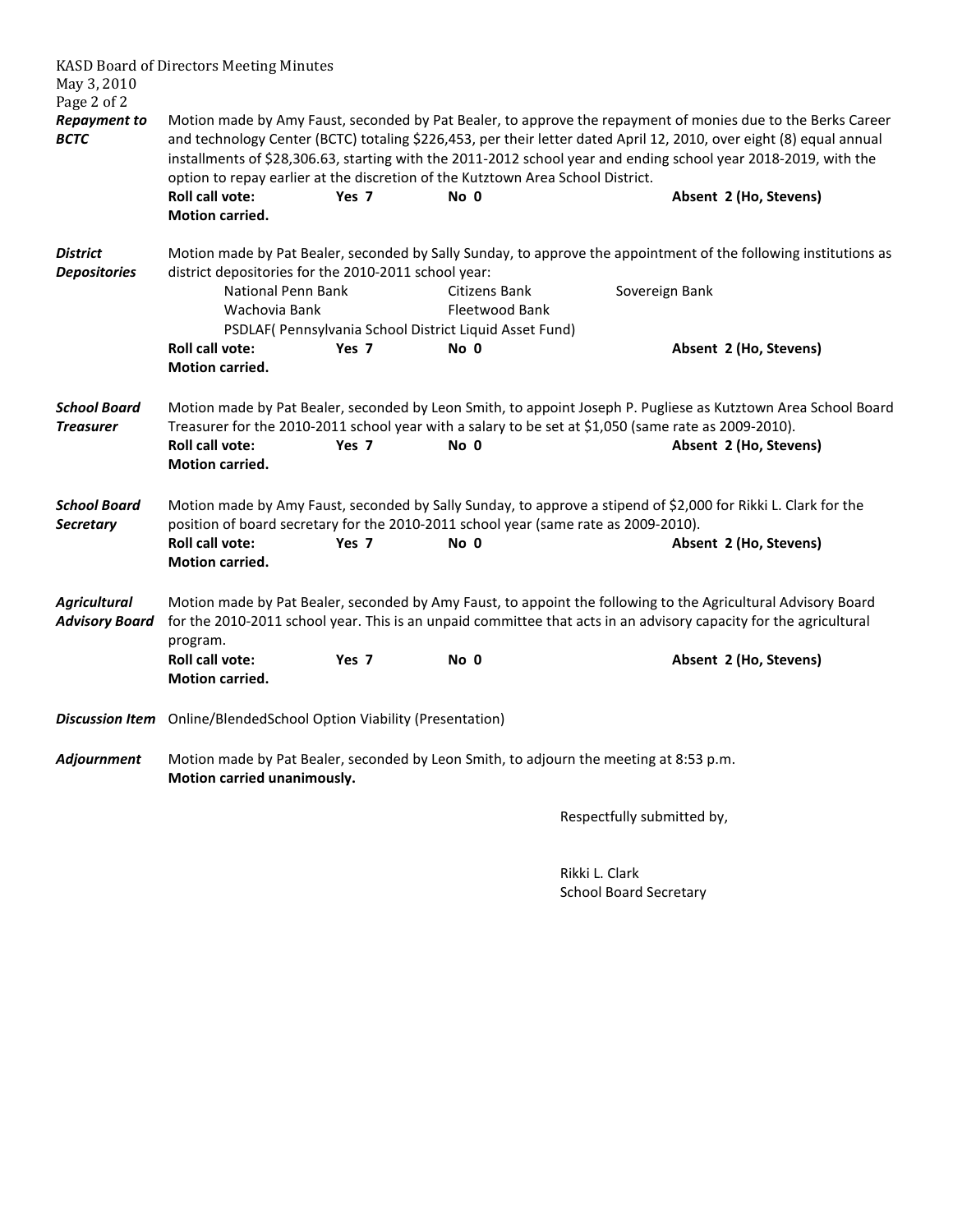**_Repayment to BCTC_**

Motion made by Amy Faust, seconded by Pat Bealer, to approve the repayment of monies due to the Berks Career and technology Center (BCTC) totaling $226,453, per their letter dated April 12, 2010, over eight (8) equal annual installments of $28,306.63, starting with the 2011-2012 school year and ending school year 2018-2019, with the option to repay earlier at the discretion of the Kutztown Area School District.

**Roll call vote:** **Yes 7** **No 0** **Absent 2 (Ho, Stevens)**
**Motion carried.**

**_District Depositories_**

Motion made by Pat Bealer, seconded by Sally Sunday, to approve the appointment of the following institutions as district depositories for the 2010-2011 school year:

- National Penn Bank
- Citizens Bank
- Sovereign Bank
- Wachovia Bank
- Fleetwood Bank
- PSDLAF( Pennsylvania School District Liquid Asset Fund)

**Roll call vote:** **Yes 7** **No 0** **Absent 2 (Ho, Stevens)**
**Motion carried.**

**_School Board Treasurer_**

Motion made by Pat Bealer, seconded by Leon Smith, to appoint Joseph P. Pugliese as Kutztown Area School Board Treasurer for the 2010-2011 school year with a salary to be set at $1,050 (same rate as 2009-2010).

**Roll call vote:** **Yes 7** **No 0** **Absent 2 (Ho, Stevens)**
**Motion carried.**

**_School Board Secretary_**

Motion made by Amy Faust, seconded by Sally Sunday, to approve a stipend of $2,000 for Rikki L. Clark for the position of board secretary for the 2010-2011 school year (same rate as 2009-2010).

**Roll call vote:** **Yes 7** **No 0** **Absent 2 (Ho, Stevens)**
**Motion carried.**

**_Agricultural Advisory Board_**

Motion made by Pat Bealer, seconded by Amy Faust, to appoint the following to the Agricultural Advisory Board for the 2010-2011 school year. This is an unpaid committee that acts in an advisory capacity for the agricultural program.

**Roll call vote:** **Yes 7** **No 0** **Absent 2 (Ho, Stevens)**
**Motion carried.**

**_Discussion Item_** Online/BlendedSchool Option Viability (Presentation)

**_Adjournment_**

Motion made by Pat Bealer, seconded by Leon Smith, to adjourn the meeting at 8:53 p.m.
**Motion carried unanimously.**

Respectfully submitted by,

Rikki L. Clark
School Board Secretary